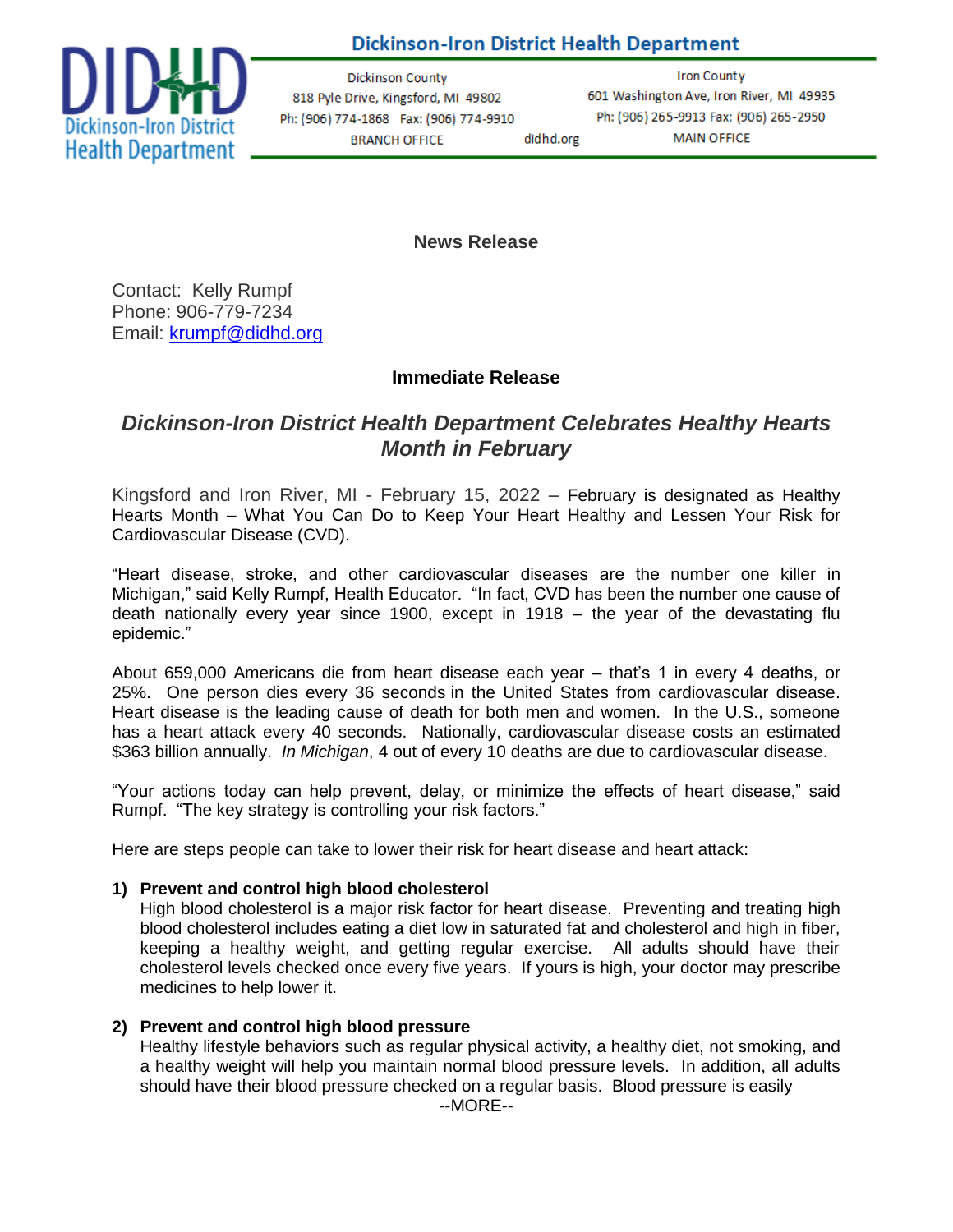**Dickinson-Iron District Health Department**

Dickinson County
818 Pyle Drive, Kingsford, MI 49802
Ph: (906) 774-1868 Fax: (906) 774-9910
BRANCH OFFICE

didhd.org

Iron County
601 Washington Ave, Iron River, MI 49935
Ph: (906) 265-9913 Fax: (906) 265-2950
MAIN OFFICE

**News Release**

Contact: Kelly Rumpf
Phone: 906-779-7234
Email: krumpf@didhd.org

**Immediate Release**

## *Dickinson-Iron District Health Department Celebrates Healthy Hearts Month in February*

Kingsford and Iron River, MI - February 15, 2022 – February is designated as Healthy Hearts Month – What You Can Do to Keep Your Heart Healthy and Lessen Your Risk for Cardiovascular Disease (CVD).

"Heart disease, stroke, and other cardiovascular diseases are the number one killer in Michigan," said Kelly Rumpf, Health Educator. "In fact, CVD has been the number one cause of death nationally every year since 1900, except in 1918 – the year of the devastating flu epidemic."

About 659,000 Americans die from heart disease each year – that's 1 in every 4 deaths, or 25%. One person dies every 36 seconds in the United States from cardiovascular disease. Heart disease is the leading cause of death for both men and women. In the U.S., someone has a heart attack every 40 seconds. Nationally, cardiovascular disease costs an estimated $363 billion annually. *In Michigan*, 4 out of every 10 deaths are due to cardiovascular disease.

"Your actions today can help prevent, delay, or minimize the effects of heart disease," said Rumpf. "The key strategy is controlling your risk factors."

Here are steps people can take to lower their risk for heart disease and heart attack:

1) **Prevent and control high blood cholesterol**
High blood cholesterol is a major risk factor for heart disease. Preventing and treating high blood cholesterol includes eating a diet low in saturated fat and cholesterol and high in fiber, keeping a healthy weight, and getting regular exercise. All adults should have their cholesterol levels checked once every five years. If yours is high, your doctor may prescribe medicines to help lower it.

2) **Prevent and control high blood pressure**
Healthy lifestyle behaviors such as regular physical activity, a healthy diet, not smoking, and a healthy weight will help you maintain normal blood pressure levels. In addition, all adults should have their blood pressure checked on a regular basis. Blood pressure is easily

--MORE--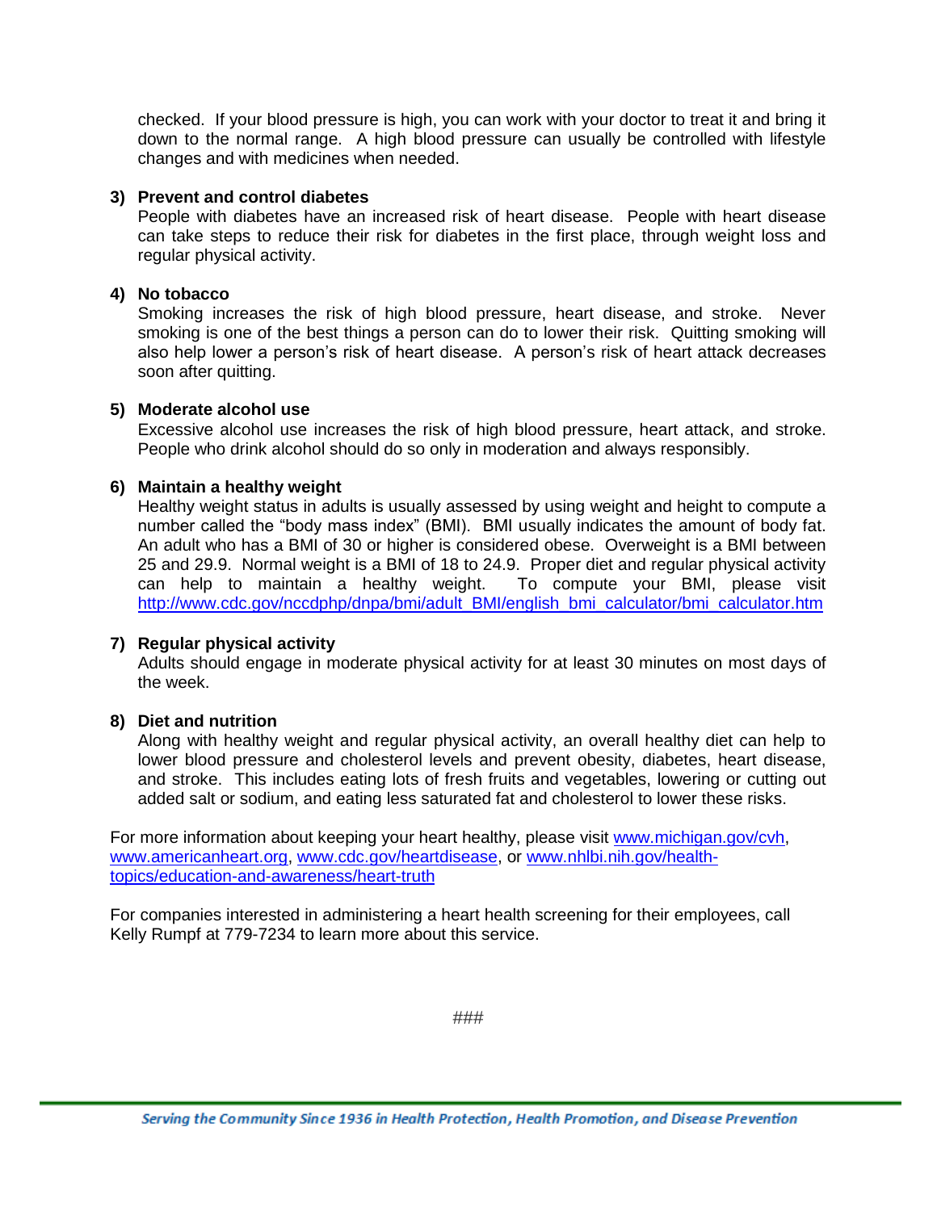checked. If your blood pressure is high, you can work with your doctor to treat it and bring it down to the normal range. A high blood pressure can usually be controlled with lifestyle changes and with medicines when needed.

3) **Prevent and control diabetes**
   People with diabetes have an increased risk of heart disease. People with heart disease can take steps to reduce their risk for diabetes in the first place, through weight loss and regular physical activity.

4) **No tobacco**
   Smoking increases the risk of high blood pressure, heart disease, and stroke. Never smoking is one of the best things a person can do to lower their risk. Quitting smoking will also help lower a person's risk of heart disease. A person's risk of heart attack decreases soon after quitting.

5) **Moderate alcohol use**
   Excessive alcohol use increases the risk of high blood pressure, heart attack, and stroke. People who drink alcohol should do so only in moderation and always responsibly.

6) **Maintain a healthy weight**
   Healthy weight status in adults is usually assessed by using weight and height to compute a number called the "body mass index" (BMI). BMI usually indicates the amount of body fat. An adult who has a BMI of 30 or higher is considered obese. Overweight is a BMI between 25 and 29.9. Normal weight is a BMI of 18 to 24.9. Proper diet and regular physical activity can help to maintain a healthy weight. To compute your BMI, please visit http://www.cdc.gov/nccdphp/dnpa/bmi/adult_BMI/english_bmi_calculator/bmi_calculator.htm

7) **Regular physical activity**
   Adults should engage in moderate physical activity for at least 30 minutes on most days of the week.

8) **Diet and nutrition**
   Along with healthy weight and regular physical activity, an overall healthy diet can help to lower blood pressure and cholesterol levels and prevent obesity, diabetes, heart disease, and stroke. This includes eating lots of fresh fruits and vegetables, lowering or cutting out added salt or sodium, and eating less saturated fat and cholesterol to lower these risks.

For more information about keeping your heart healthy, please visit www.michigan.gov/cvh, www.americanheart.org, www.cdc.gov/heartdisease, or www.nhlbi.nih.gov/health-topics/education-and-awareness/heart-truth

For companies interested in administering a heart health screening for their employees, call Kelly Rumpf at 779-7234 to learn more about this service.

###

*Serving the Community Since 1936 in Health Protection, Health Promotion, and Disease Prevention*